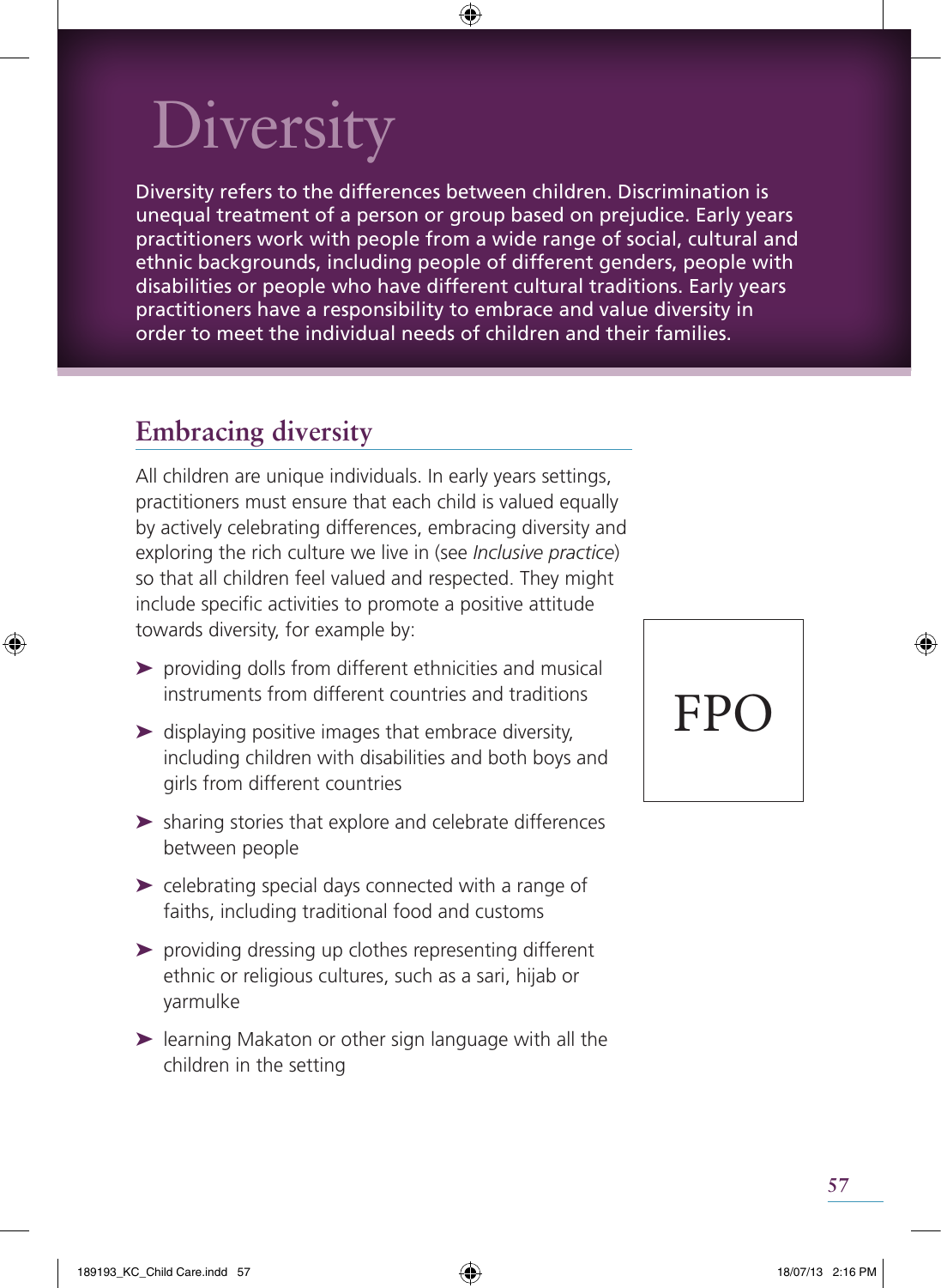# Diversity

Diversity refers to the differences between children. Discrimination is unequal treatment of a person or group based on prejudice. Early years practitioners work with people from a wide range of social, cultural and ethnic backgrounds, including people of different genders, people with disabilities or people who have different cultural traditions. Early years practitioners have a responsibility to embrace and value diversity in order to meet the individual needs of children and their families.

## Embracing diversity

All children are unique individuals. In early years settings, practitioners must ensure that each child is valued equally by actively celebrating differences, embracing diversity and exploring the rich culture we live in (see *Inclusive practice*) so that all children feel valued and respected. They might include specific activities to promote a positive attitude towards diversity, for example by:

- providing dolls from different ethnicities and musical instruments from different countries and traditions
- displaying positive images that embrace diversity, including children with disabilities and both boys and girls from different countries
- sharing stories that explore and celebrate differences between people
- celebrating special days connected with a range of faiths, including traditional food and customs
- providing dressing up clothes representing different ethnic or religious cultures, such as a sari, hijab or yarmulke
- learning Makaton or other sign language with all the children in the setting

FPO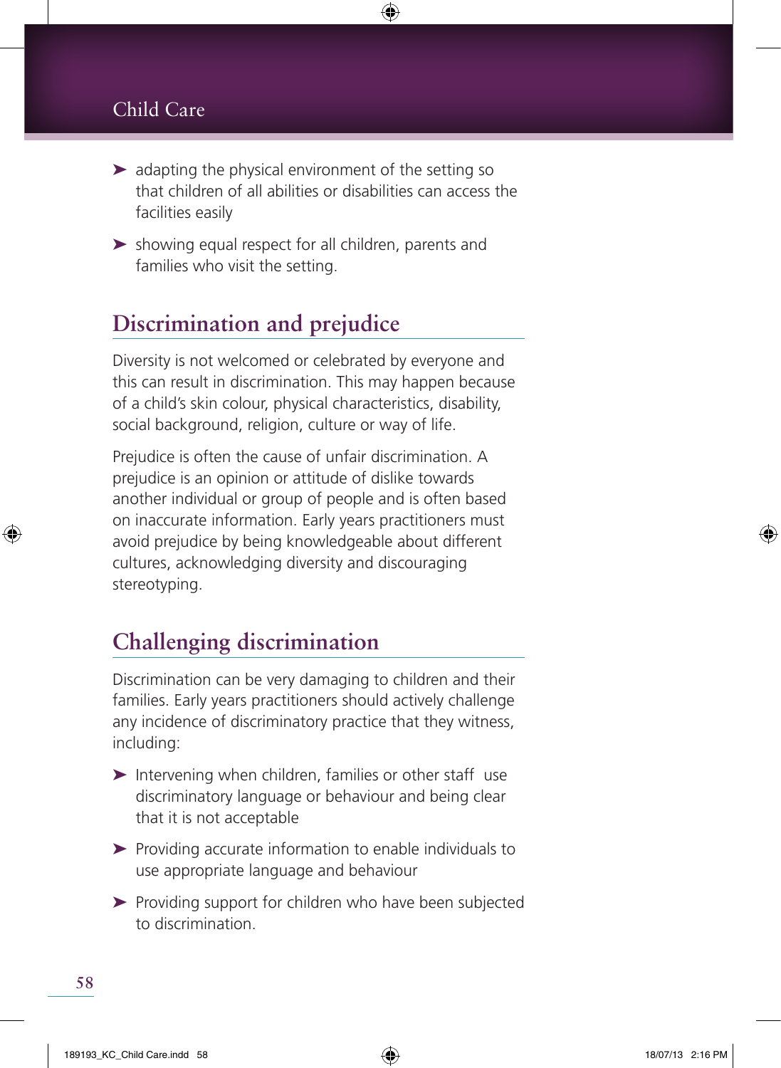- adapting the physical environment of the setting so that children of all abilities or disabilities can access the facilities easily
- showing equal respect for all children, parents and families who visit the setting.

## Discrimination and prejudice

Diversity is not welcomed or celebrated by everyone and this can result in discrimination. This may happen because of a child's skin colour, physical characteristics, disability, social background, religion, culture or way of life.

Prejudice is often the cause of unfair discrimination. A prejudice is an opinion or attitude of dislike towards another individual or group of people and is often based on inaccurate information. Early years practitioners must avoid prejudice by being knowledgeable about different cultures, acknowledging diversity and discouraging stereotyping.

## Challenging discrimination

Discrimination can be very damaging to children and their families. Early years practitioners should actively challenge any incidence of discriminatory practice that they witness, including:

- Intervening when children, families or other staff use discriminatory language or behaviour and being clear that it is not acceptable
- Providing accurate information to enable individuals to use appropriate language and behaviour
- Providing support for children who have been subjected to discrimination.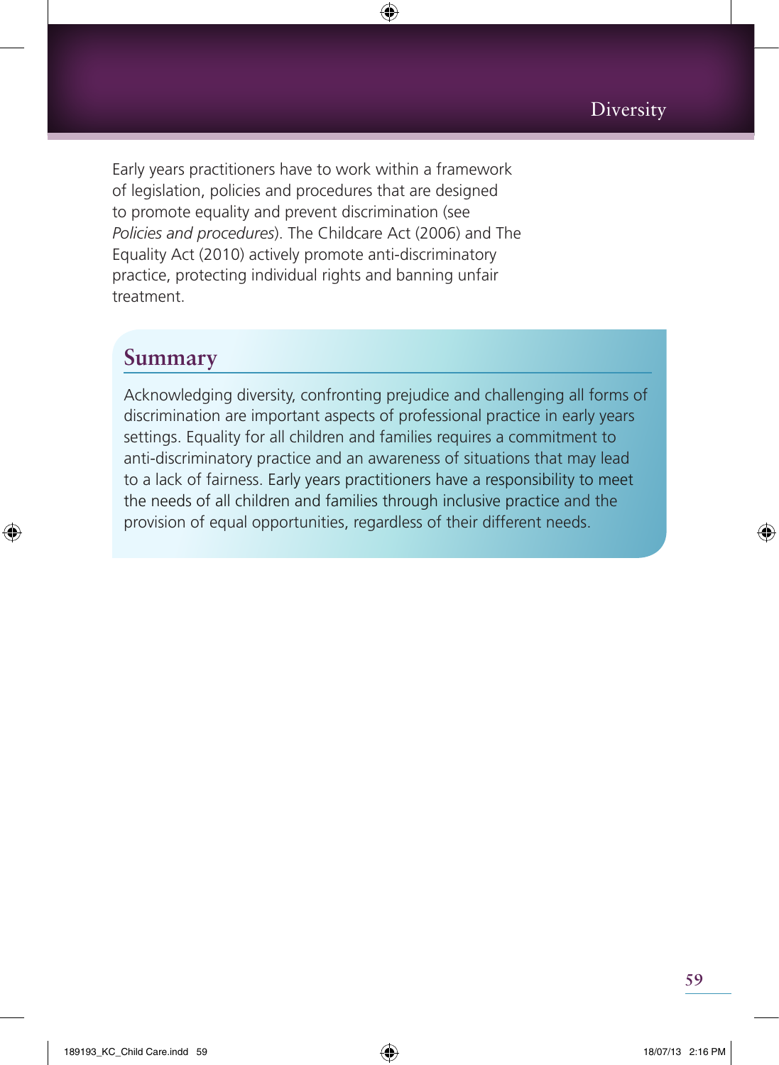Early years practitioners have to work within a framework of legislation, policies and procedures that are designed to promote equality and prevent discrimination (see *Policies and procedures*). The Childcare Act (2006) and The Equality Act (2010) actively promote anti-discriminatory practice, protecting individual rights and banning unfair treatment.

## Summary

Acknowledging diversity, confronting prejudice and challenging all forms of discrimination are important aspects of professional practice in early years settings. Equality for all children and families requires a commitment to anti-discriminatory practice and an awareness of situations that may lead to a lack of fairness. Early years practitioners have a responsibility to meet the needs of all children and families through inclusive practice and the provision of equal opportunities, regardless of their different needs.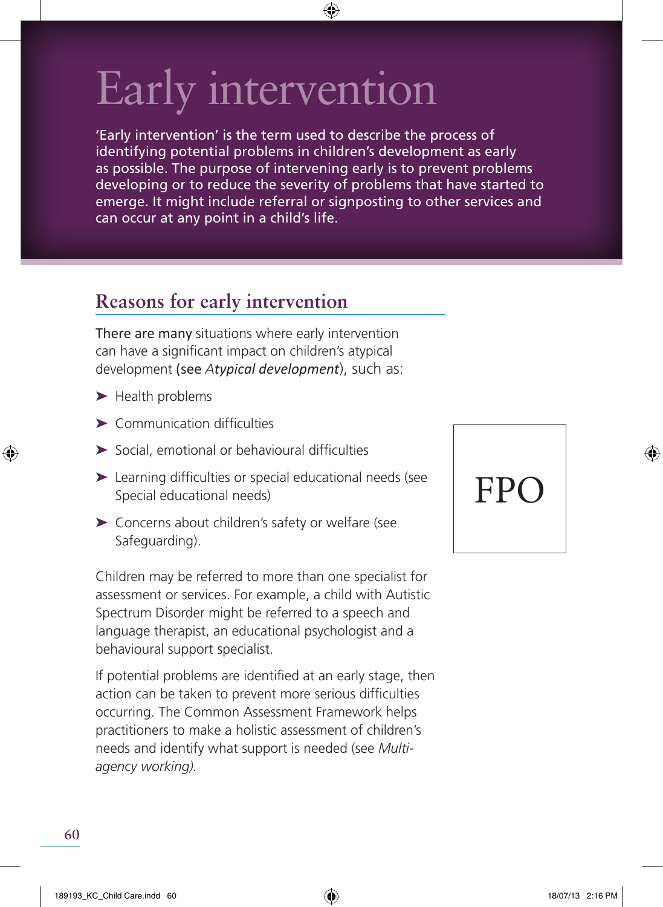# Early intervention

'Early intervention' is the term used to describe the process of identifying potential problems in children's development as early as possible. The purpose of intervening early is to prevent problems developing or to reduce the severity of problems that have started to emerge. It might include referral or signposting to other services and can occur at any point in a child's life.

## Reasons for early intervention

There are many situations where early intervention can have a significant impact on children's atypical development (see *Atypical development*), such as:

- Health problems
- Communication difficulties
- Social, emotional or behavioural difficulties
- Learning difficulties or special educational needs (see Special educational needs)
- Concerns about children's safety or welfare (see Safeguarding).

FPO

Children may be referred to more than one specialist for assessment or services. For example, a child with Autistic Spectrum Disorder might be referred to a speech and language therapist, an educational psychologist and a behavioural support specialist.

If potential problems are identified at an early stage, then action can be taken to prevent more serious difficulties occurring. The Common Assessment Framework helps practitioners to make a holistic assessment of children's needs and identify what support is needed (see *Multi-agency working).*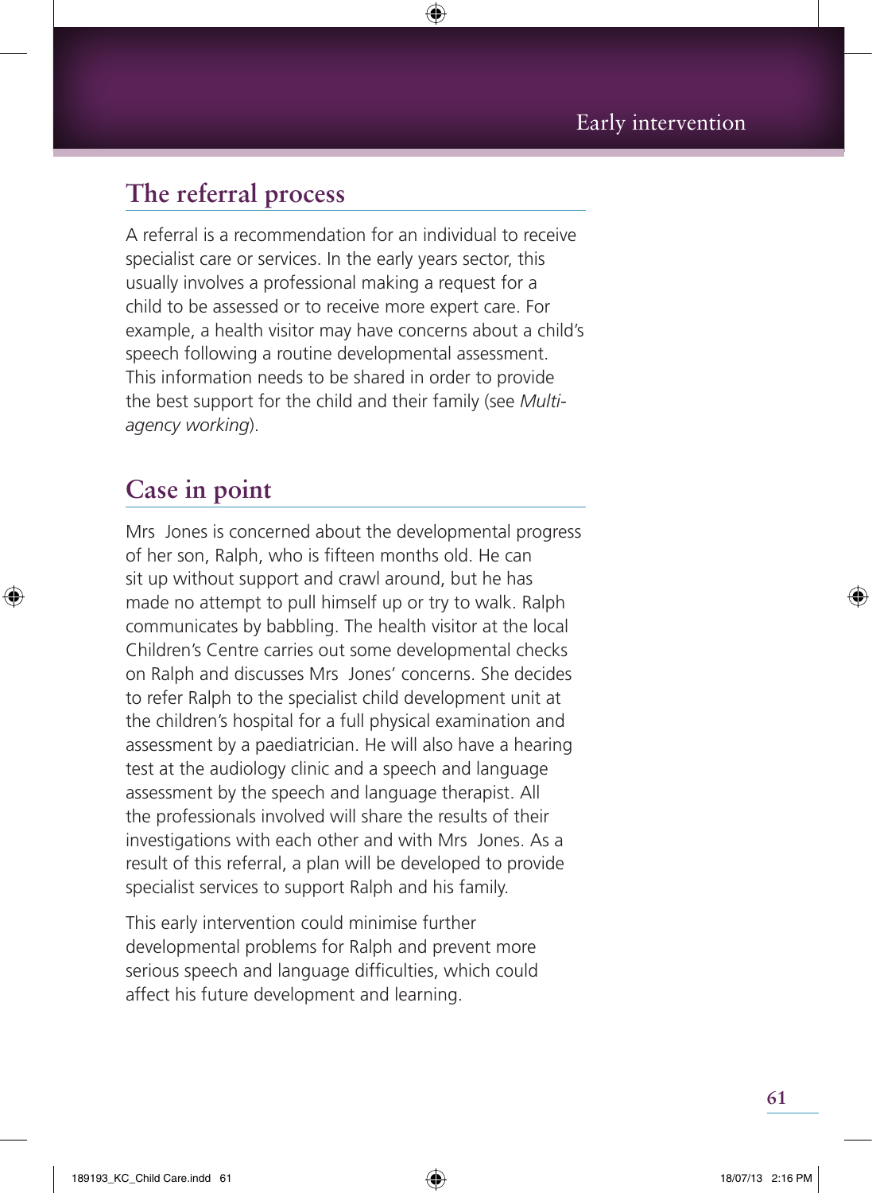## The referral process

A referral is a recommendation for an individual to receive specialist care or services. In the early years sector, this usually involves a professional making a request for a child to be assessed or to receive more expert care. For example, a health visitor may have concerns about a child's speech following a routine developmental assessment. This information needs to be shared in order to provide the best support for the child and their family (see *Multi-agency working*).

## Case in point

Mrs Jones is concerned about the developmental progress of her son, Ralph, who is fifteen months old. He can sit up without support and crawl around, but he has made no attempt to pull himself up or try to walk. Ralph communicates by babbling. The health visitor at the local Children's Centre carries out some developmental checks on Ralph and discusses Mrs Jones' concerns. She decides to refer Ralph to the specialist child development unit at the children's hospital for a full physical examination and assessment by a paediatrician. He will also have a hearing test at the audiology clinic and a speech and language assessment by the speech and language therapist. All the professionals involved will share the results of their investigations with each other and with Mrs Jones. As a result of this referral, a plan will be developed to provide specialist services to support Ralph and his family.

This early intervention could minimise further developmental problems for Ralph and prevent more serious speech and language difficulties, which could affect his future development and learning.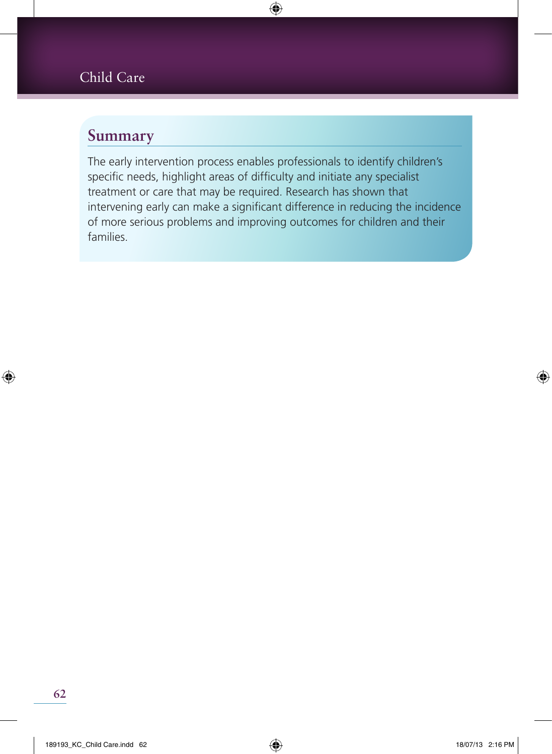## Summary

The early intervention process enables professionals to identify children's specific needs, highlight areas of difficulty and initiate any specialist treatment or care that may be required. Research has shown that intervening early can make a significant difference in reducing the incidence of more serious problems and improving outcomes for children and their families.